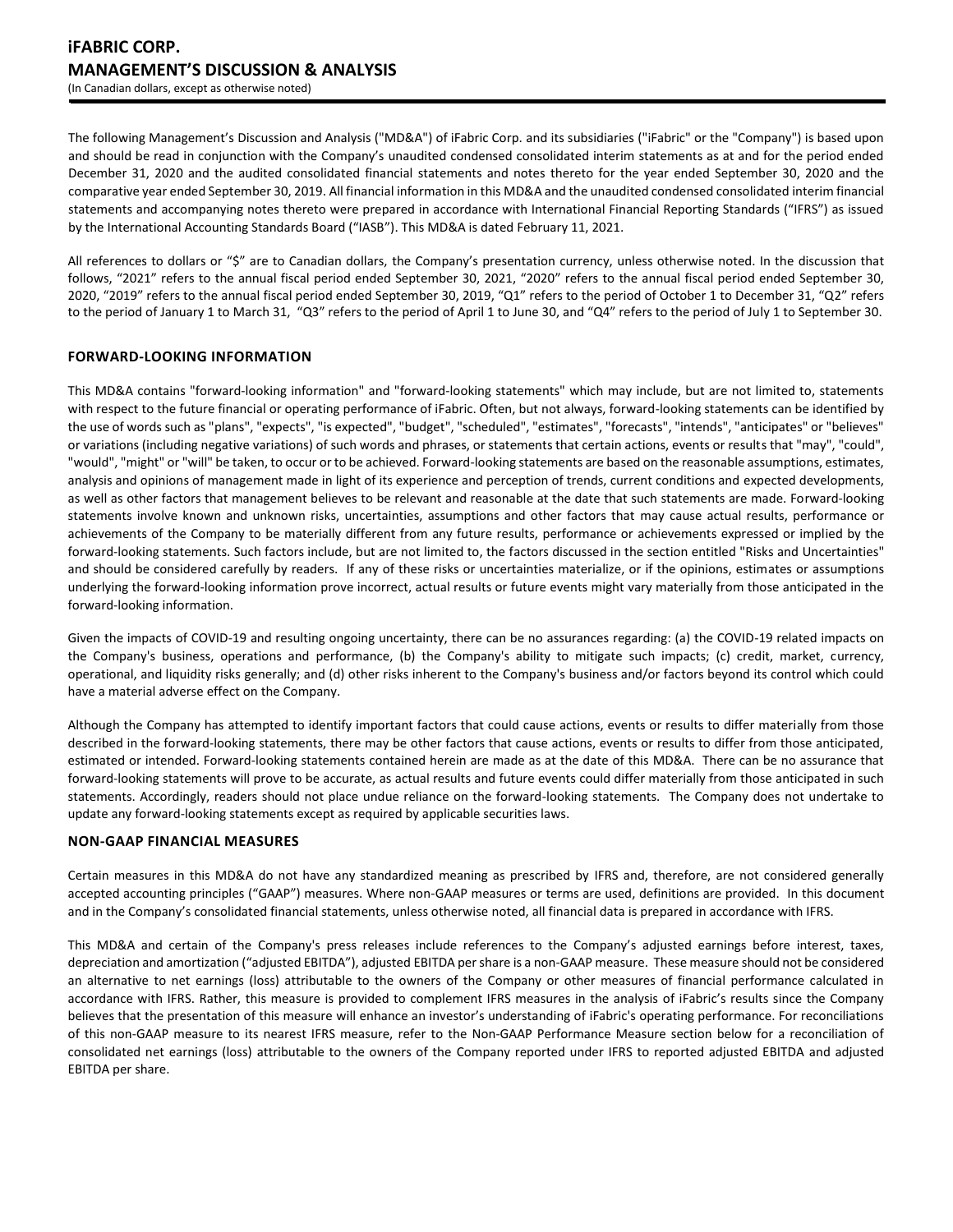# iFABRIC CORP.
# MANAGEMENT'S DISCUSSION & ANALYSIS
(In Canadian dollars, except as otherwise noted)

The following Management's Discussion and Analysis ("MD&A") of iFabric Corp. and its subsidiaries ("iFabric" or the "Company") is based upon and should be read in conjunction with the Company's unaudited condensed consolidated interim statements as at and for the period ended December 31, 2020 and the audited consolidated financial statements and notes thereto for the year ended September 30, 2020 and the comparative year ended September 30, 2019. All financial information in this MD&A and the unaudited condensed consolidated interim financial statements and accompanying notes thereto were prepared in accordance with International Financial Reporting Standards ("IFRS") as issued by the International Accounting Standards Board ("IASB"). This MD&A is dated February 11, 2021.

All references to dollars or "$" are to Canadian dollars, the Company's presentation currency, unless otherwise noted. In the discussion that follows, "2021" refers to the annual fiscal period ended September 30, 2021, "2020" refers to the annual fiscal period ended September 30, 2020, "2019" refers to the annual fiscal period ended September 30, 2019, "Q1" refers to the period of October 1 to December 31, "Q2" refers to the period of January 1 to March 31, "Q3" refers to the period of April 1 to June 30, and "Q4" refers to the period of July 1 to September 30.

## FORWARD-LOOKING INFORMATION

This MD&A contains "forward-looking information" and "forward-looking statements" which may include, but are not limited to, statements with respect to the future financial or operating performance of iFabric. Often, but not always, forward-looking statements can be identified by the use of words such as "plans", "expects", "is expected", "budget", "scheduled", "estimates", "forecasts", "intends", "anticipates" or "believes" or variations (including negative variations) of such words and phrases, or statements that certain actions, events or results that "may", "could", "would", "might" or "will" be taken, to occur or to be achieved. Forward-looking statements are based on the reasonable assumptions, estimates, analysis and opinions of management made in light of its experience and perception of trends, current conditions and expected developments, as well as other factors that management believes to be relevant and reasonable at the date that such statements are made. Forward-looking statements involve known and unknown risks, uncertainties, assumptions and other factors that may cause actual results, performance or achievements of the Company to be materially different from any future results, performance or achievements expressed or implied by the forward-looking statements. Such factors include, but are not limited to, the factors discussed in the section entitled "Risks and Uncertainties" and should be considered carefully by readers. If any of these risks or uncertainties materialize, or if the opinions, estimates or assumptions underlying the forward-looking information prove incorrect, actual results or future events might vary materially from those anticipated in the forward-looking information.

Given the impacts of COVID-19 and resulting ongoing uncertainty, there can be no assurances regarding: (a) the COVID-19 related impacts on the Company's business, operations and performance, (b) the Company's ability to mitigate such impacts; (c) credit, market, currency, operational, and liquidity risks generally; and (d) other risks inherent to the Company's business and/or factors beyond its control which could have a material adverse effect on the Company.

Although the Company has attempted to identify important factors that could cause actions, events or results to differ materially from those described in the forward-looking statements, there may be other factors that cause actions, events or results to differ from those anticipated, estimated or intended. Forward-looking statements contained herein are made as at the date of this MD&A. There can be no assurance that forward-looking statements will prove to be accurate, as actual results and future events could differ materially from those anticipated in such statements. Accordingly, readers should not place undue reliance on the forward-looking statements. The Company does not undertake to update any forward-looking statements except as required by applicable securities laws.

## NON-GAAP FINANCIAL MEASURES

Certain measures in this MD&A do not have any standardized meaning as prescribed by IFRS and, therefore, are not considered generally accepted accounting principles ("GAAP") measures. Where non-GAAP measures or terms are used, definitions are provided. In this document and in the Company's consolidated financial statements, unless otherwise noted, all financial data is prepared in accordance with IFRS.

This MD&A and certain of the Company's press releases include references to the Company's adjusted earnings before interest, taxes, depreciation and amortization ("adjusted EBITDA"), adjusted EBITDA per share is a non-GAAP measure. These measure should not be considered an alternative to net earnings (loss) attributable to the owners of the Company or other measures of financial performance calculated in accordance with IFRS. Rather, this measure is provided to complement IFRS measures in the analysis of iFabric's results since the Company believes that the presentation of this measure will enhance an investor's understanding of iFabric's operating performance. For reconciliations of this non-GAAP measure to its nearest IFRS measure, refer to the Non-GAAP Performance Measure section below for a reconciliation of consolidated net earnings (loss) attributable to the owners of the Company reported under IFRS to reported adjusted EBITDA and adjusted EBITDA per share.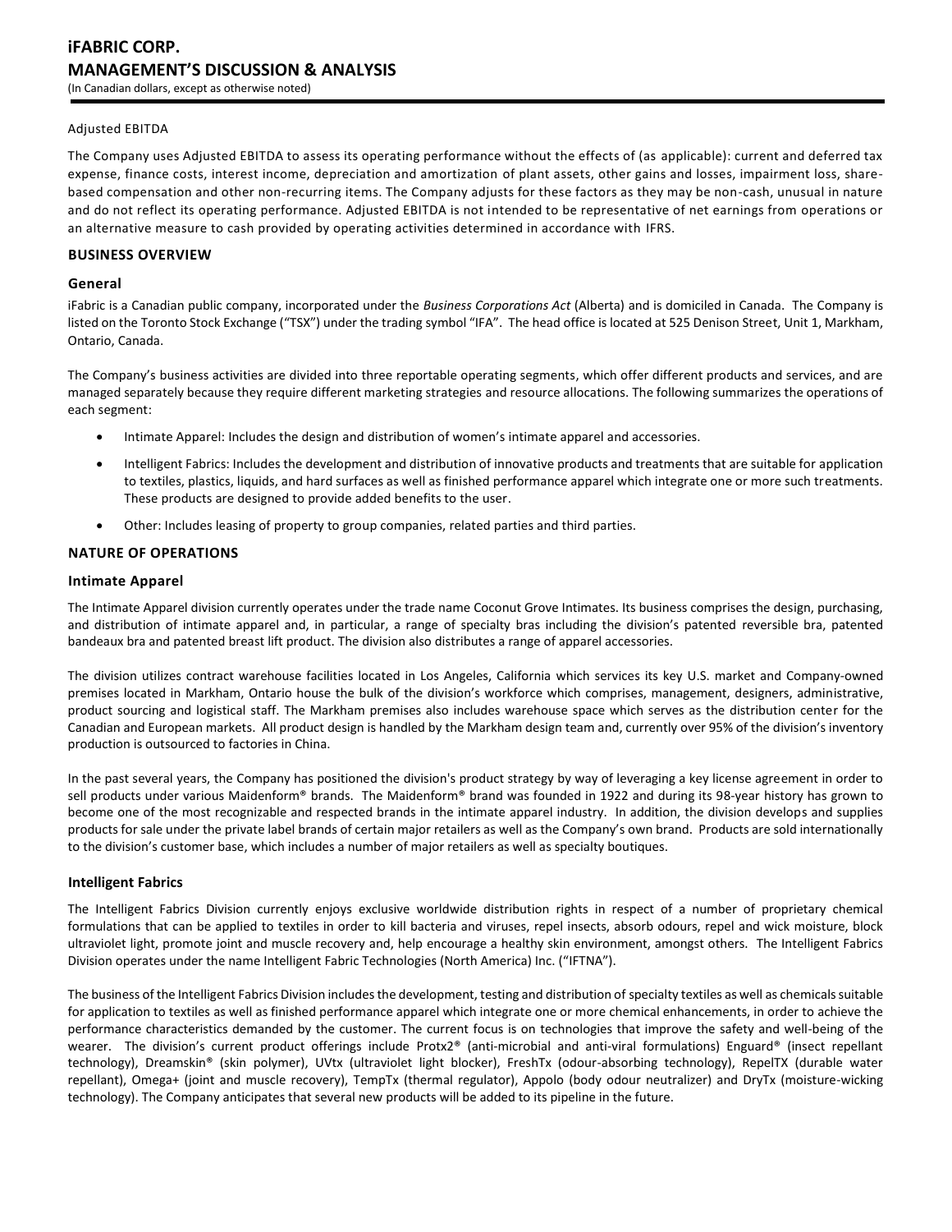Adjusted EBITDA

The Company uses Adjusted EBITDA to assess its operating performance without the effects of (as applicable): current and deferred tax expense, finance costs, interest income, depreciation and amortization of plant assets, other gains and losses, impairment loss, share-based compensation and other non-recurring items. The Company adjusts for these factors as they may be non-cash, unusual in nature and do not reflect its operating performance. Adjusted EBITDA is not intended to be representative of net earnings from operations or an alternative measure to cash provided by operating activities determined in accordance with IFRS.

## BUSINESS OVERVIEW

### General

iFabric is a Canadian public company, incorporated under the *Business Corporations Act* (Alberta) and is domiciled in Canada. The Company is listed on the Toronto Stock Exchange ("TSX") under the trading symbol "IFA". The head office is located at 525 Denison Street, Unit 1, Markham, Ontario, Canada.

The Company's business activities are divided into three reportable operating segments, which offer different products and services, and are managed separately because they require different marketing strategies and resource allocations. The following summarizes the operations of each segment:

- Intimate Apparel: Includes the design and distribution of women's intimate apparel and accessories.
- Intelligent Fabrics: Includes the development and distribution of innovative products and treatments that are suitable for application to textiles, plastics, liquids, and hard surfaces as well as finished performance apparel which integrate one or more such treatments. These products are designed to provide added benefits to the user.
- Other: Includes leasing of property to group companies, related parties and third parties.

## NATURE OF OPERATIONS

### Intimate Apparel

The Intimate Apparel division currently operates under the trade name Coconut Grove Intimates. Its business comprises the design, purchasing, and distribution of intimate apparel and, in particular, a range of specialty bras including the division's patented reversible bra, patented bandeaux bra and patented breast lift product. The division also distributes a range of apparel accessories.

The division utilizes contract warehouse facilities located in Los Angeles, California which services its key U.S. market and Company-owned premises located in Markham, Ontario house the bulk of the division's workforce which comprises, management, designers, administrative, product sourcing and logistical staff. The Markham premises also includes warehouse space which serves as the distribution center for the Canadian and European markets. All product design is handled by the Markham design team and, currently over 95% of the division's inventory production is outsourced to factories in China.

In the past several years, the Company has positioned the division's product strategy by way of leveraging a key license agreement in order to sell products under various Maidenform® brands. The Maidenform® brand was founded in 1922 and during its 98-year history has grown to become one of the most recognizable and respected brands in the intimate apparel industry. In addition, the division develops and supplies products for sale under the private label brands of certain major retailers as well as the Company's own brand. Products are sold internationally to the division's customer base, which includes a number of major retailers as well as specialty boutiques.

### Intelligent Fabrics

The Intelligent Fabrics Division currently enjoys exclusive worldwide distribution rights in respect of a number of proprietary chemical formulations that can be applied to textiles in order to kill bacteria and viruses, repel insects, absorb odours, repel and wick moisture, block ultraviolet light, promote joint and muscle recovery and, help encourage a healthy skin environment, amongst others. The Intelligent Fabrics Division operates under the name Intelligent Fabric Technologies (North America) Inc. ("IFTNA").

The business of the Intelligent Fabrics Division includes the development, testing and distribution of specialty textiles as well as chemicals suitable for application to textiles as well as finished performance apparel which integrate one or more chemical enhancements, in order to achieve the performance characteristics demanded by the customer. The current focus is on technologies that improve the safety and well-being of the wearer. The division's current product offerings include Protx2® (anti-microbial and anti-viral formulations) Enguard® (insect repellant technology), Dreamskin® (skin polymer), UVtx (ultraviolet light blocker), FreshTx (odour-absorbing technology), RepelTX (durable water repellant), Omega+ (joint and muscle recovery), TempTx (thermal regulator), Appolo (body odour neutralizer) and DryTx (moisture-wicking technology). The Company anticipates that several new products will be added to its pipeline in the future.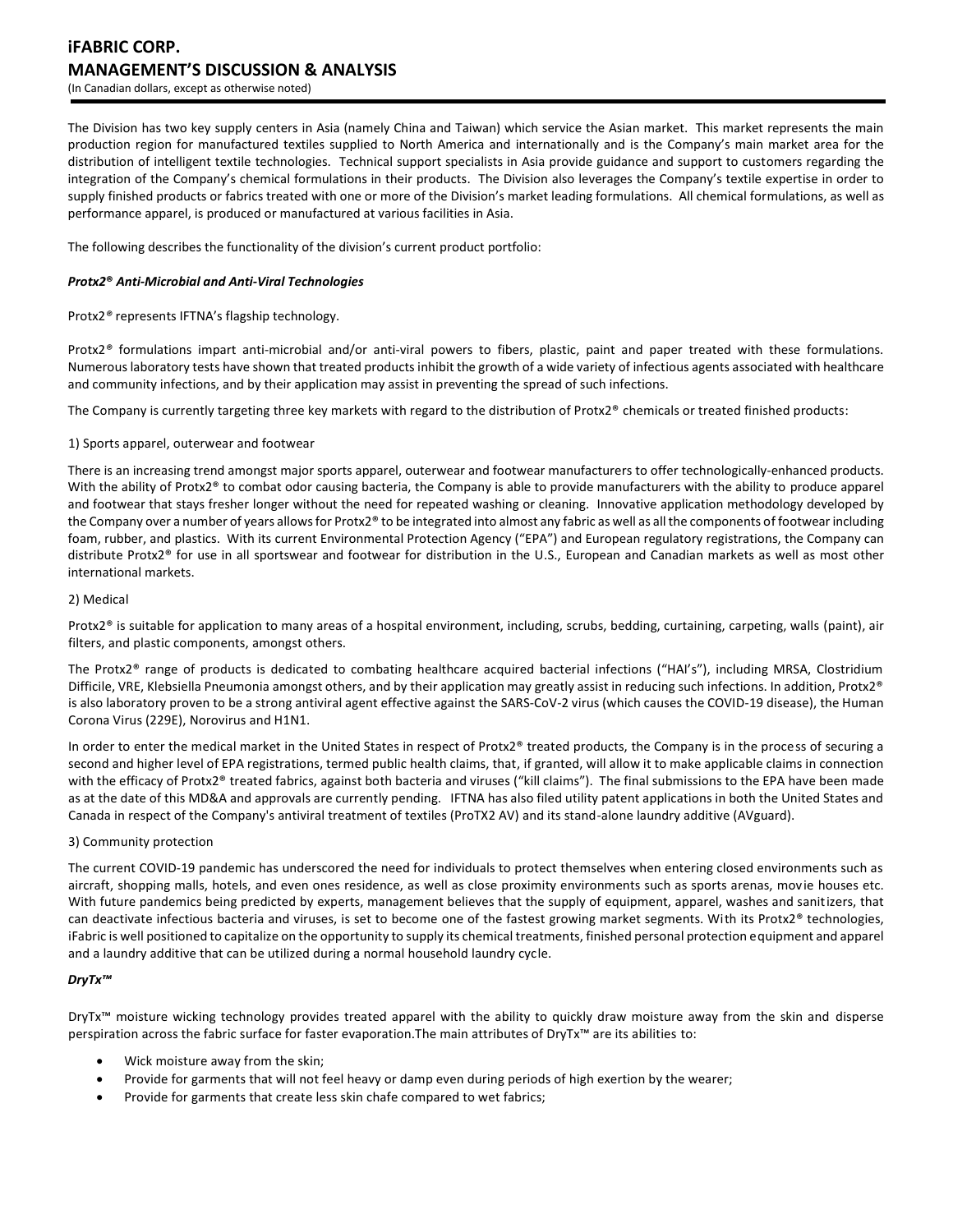The Division has two key supply centers in Asia (namely China and Taiwan) which service the Asian market. This market represents the main production region for manufactured textiles supplied to North America and internationally and is the Company's main market area for the distribution of intelligent textile technologies. Technical support specialists in Asia provide guidance and support to customers regarding the integration of the Company's chemical formulations in their products. The Division also leverages the Company's textile expertise in order to supply finished products or fabrics treated with one or more of the Division's market leading formulations. All chemical formulations, as well as performance apparel, is produced or manufactured at various facilities in Asia.

The following describes the functionality of the division's current product portfolio:

***Protx2® Anti-Microbial and Anti-Viral Technologies***

Protx2® represents IFTNA's flagship technology.

Protx2® formulations impart anti-microbial and/or anti-viral powers to fibers, plastic, paint and paper treated with these formulations. Numerous laboratory tests have shown that treated products inhibit the growth of a wide variety of infectious agents associated with healthcare and community infections, and by their application may assist in preventing the spread of such infections.

The Company is currently targeting three key markets with regard to the distribution of Protx2® chemicals or treated finished products:

1) Sports apparel, outerwear and footwear

There is an increasing trend amongst major sports apparel, outerwear and footwear manufacturers to offer technologically-enhanced products. With the ability of Protx2® to combat odor causing bacteria, the Company is able to provide manufacturers with the ability to produce apparel and footwear that stays fresher longer without the need for repeated washing or cleaning. Innovative application methodology developed by the Company over a number of years allows for Protx2® to be integrated into almost any fabric as well as all the components of footwear including foam, rubber, and plastics. With its current Environmental Protection Agency ("EPA") and European regulatory registrations, the Company can distribute Protx2® for use in all sportswear and footwear for distribution in the U.S., European and Canadian markets as well as most other international markets.

2) Medical

Protx2® is suitable for application to many areas of a hospital environment, including, scrubs, bedding, curtaining, carpeting, walls (paint), air filters, and plastic components, amongst others.

The Protx2® range of products is dedicated to combating healthcare acquired bacterial infections ("HAI's"), including MRSA, Clostridium Difficile, VRE, Klebsiella Pneumonia amongst others, and by their application may greatly assist in reducing such infections. In addition, Protx2® is also laboratory proven to be a strong antiviral agent effective against the SARS-CoV-2 virus (which causes the COVID-19 disease), the Human Corona Virus (229E), Norovirus and H1N1.

In order to enter the medical market in the United States in respect of Protx2® treated products, the Company is in the process of securing a second and higher level of EPA registrations, termed public health claims, that, if granted, will allow it to make applicable claims in connection with the efficacy of Protx2® treated fabrics, against both bacteria and viruses ("kill claims"). The final submissions to the EPA have been made as at the date of this MD&A and approvals are currently pending. IFTNA has also filed utility patent applications in both the United States and Canada in respect of the Company's antiviral treatment of textiles (ProTX2 AV) and its stand-alone laundry additive (AVguard).

3) Community protection

The current COVID-19 pandemic has underscored the need for individuals to protect themselves when entering closed environments such as aircraft, shopping malls, hotels, and even ones residence, as well as close proximity environments such as sports arenas, movie houses etc. With future pandemics being predicted by experts, management believes that the supply of equipment, apparel, washes and sanitizers, that can deactivate infectious bacteria and viruses, is set to become one of the fastest growing market segments. With its Protx2® technologies, iFabric is well positioned to capitalize on the opportunity to supply its chemical treatments, finished personal protection equipment and apparel and a laundry additive that can be utilized during a normal household laundry cycle.

***DryTx™***

DryTx™ moisture wicking technology provides treated apparel with the ability to quickly draw moisture away from the skin and disperse perspiration across the fabric surface for faster evaporation.The main attributes of DryTx™ are its abilities to:

- Wick moisture away from the skin;
- Provide for garments that will not feel heavy or damp even during periods of high exertion by the wearer;
- Provide for garments that create less skin chafe compared to wet fabrics;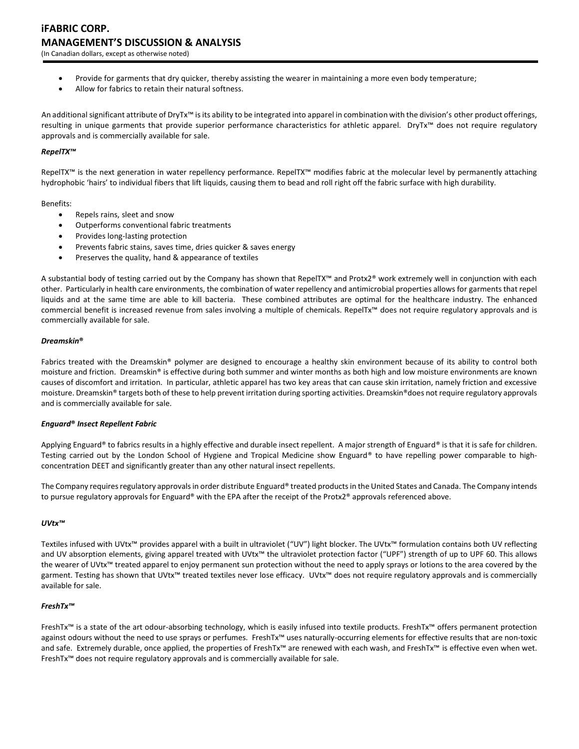- Provide for garments that dry quicker, thereby assisting the wearer in maintaining a more even body temperature;
- Allow for fabrics to retain their natural softness.

An additional significant attribute of DryTx™ is its ability to be integrated into apparel in combination with the division's other product offerings, resulting in unique garments that provide superior performance characteristics for athletic apparel. DryTx™ does not require regulatory approvals and is commercially available for sale.

### *RepelTX™*

RepelTX™ is the next generation in water repellency performance. RepelTX™ modifies fabric at the molecular level by permanently attaching hydrophobic 'hairs' to individual fibers that lift liquids, causing them to bead and roll right off the fabric surface with high durability.

Benefits:

- Repels rains, sleet and snow
- Outperforms conventional fabric treatments
- Provides long-lasting protection
- Prevents fabric stains, saves time, dries quicker & saves energy
- Preserves the quality, hand & appearance of textiles

A substantial body of testing carried out by the Company has shown that RepelTX™ and Protx2® work extremely well in conjunction with each other. Particularly in health care environments, the combination of water repellency and antimicrobial properties allows for garments that repel liquids and at the same time are able to kill bacteria. These combined attributes are optimal for the healthcare industry. The enhanced commercial benefit is increased revenue from sales involving a multiple of chemicals. RepelTx™ does not require regulatory approvals and is commercially available for sale.

### *Dreamskin®*

Fabrics treated with the Dreamskin® polymer are designed to encourage a healthy skin environment because of its ability to control both moisture and friction. Dreamskin® is effective during both summer and winter months as both high and low moisture environments are known causes of discomfort and irritation. In particular, athletic apparel has two key areas that can cause skin irritation, namely friction and excessive moisture. Dreamskin® targets both of these to help prevent irritation during sporting activities. Dreamskin®does not require regulatory approvals and is commercially available for sale.

### *Enguard® Insect Repellent Fabric*

Applying Enguard® to fabrics results in a highly effective and durable insect repellent. A major strength of Enguard® is that it is safe for children. Testing carried out by the London School of Hygiene and Tropical Medicine show Enguard® to have repelling power comparable to high-concentration DEET and significantly greater than any other natural insect repellents.

The Company requires regulatory approvals in order distribute Enguard® treated products in the United States and Canada. The Company intends to pursue regulatory approvals for Enguard® with the EPA after the receipt of the Protx2® approvals referenced above.

### *UVtx™*

Textiles infused with UVtx™ provides apparel with a built in ultraviolet ("UV") light blocker. The UVtx™ formulation contains both UV reflecting and UV absorption elements, giving apparel treated with UVtx™ the ultraviolet protection factor ("UPF") strength of up to UPF 60. This allows the wearer of UVtx™ treated apparel to enjoy permanent sun protection without the need to apply sprays or lotions to the area covered by the garment. Testing has shown that UVtx™ treated textiles never lose efficacy. UVtx™ does not require regulatory approvals and is commercially available for sale.

### *FreshTx™*

FreshTx™ is a state of the art odour-absorbing technology, which is easily infused into textile products. FreshTx™ offers permanent protection against odours without the need to use sprays or perfumes. FreshTx™ uses naturally-occurring elements for effective results that are non-toxic and safe. Extremely durable, once applied, the properties of FreshTx™ are renewed with each wash, and FreshTx™ is effective even when wet. FreshTx™ does not require regulatory approvals and is commercially available for sale.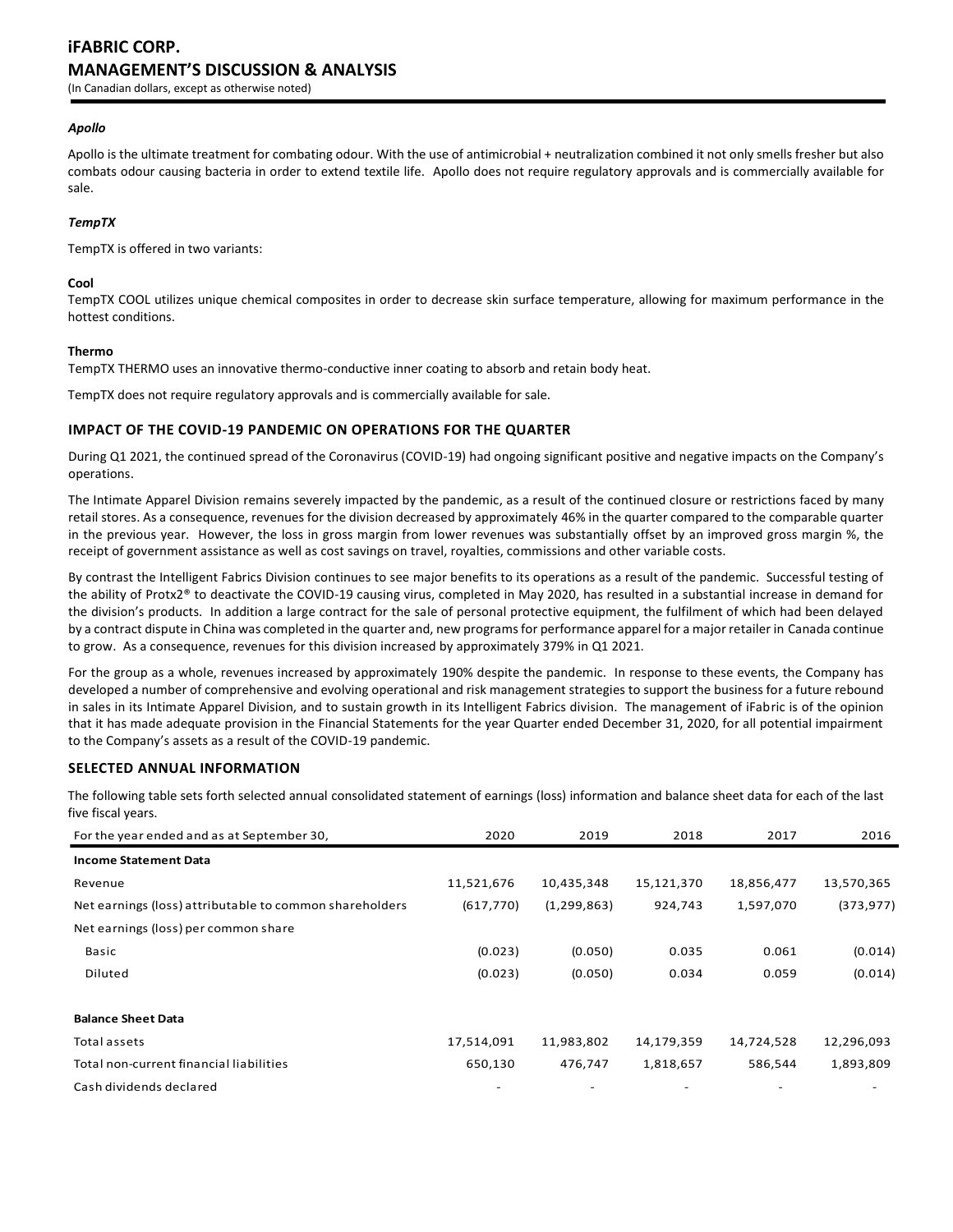### *Apollo*

Apollo is the ultimate treatment for combating odour. With the use of antimicrobial + neutralization combined it not only smells fresher but also combats odour causing bacteria in order to extend textile life. Apollo does not require regulatory approvals and is commercially available for sale.

### *TempTX*

TempTX is offered in two variants:

**Cool**
TempTX COOL utilizes unique chemical composites in order to decrease skin surface temperature, allowing for maximum performance in the hottest conditions.

**Thermo**
TempTX THERMO uses an innovative thermo-conductive inner coating to absorb and retain body heat.

TempTX does not require regulatory approvals and is commercially available for sale.

## IMPACT OF THE COVID-19 PANDEMIC ON OPERATIONS FOR THE QUARTER

During Q1 2021, the continued spread of the Coronavirus (COVID-19) had ongoing significant positive and negative impacts on the Company's operations.

The Intimate Apparel Division remains severely impacted by the pandemic, as a result of the continued closure or restrictions faced by many retail stores. As a consequence, revenues for the division decreased by approximately 46% in the quarter compared to the comparable quarter in the previous year. However, the loss in gross margin from lower revenues was substantially offset by an improved gross margin %, the receipt of government assistance as well as cost savings on travel, royalties, commissions and other variable costs.

By contrast the Intelligent Fabrics Division continues to see major benefits to its operations as a result of the pandemic. Successful testing of the ability of Protx2® to deactivate the COVID-19 causing virus, completed in May 2020, has resulted in a substantial increase in demand for the division's products. In addition a large contract for the sale of personal protective equipment, the fulfilment of which had been delayed by a contract dispute in China was completed in the quarter and, new programs for performance apparel for a major retailer in Canada continue to grow. As a consequence, revenues for this division increased by approximately 379% in Q1 2021.

For the group as a whole, revenues increased by approximately 190% despite the pandemic. In response to these events, the Company has developed a number of comprehensive and evolving operational and risk management strategies to support the business for a future rebound in sales in its Intimate Apparel Division, and to sustain growth in its Intelligent Fabrics division. The management of iFabric is of the opinion that it has made adequate provision in the Financial Statements for the year Quarter ended December 31, 2020, for all potential impairment to the Company's assets as a result of the COVID-19 pandemic.

## SELECTED ANNUAL INFORMATION

The following table sets forth selected annual consolidated statement of earnings (loss) information and balance sheet data for each of the last five fiscal years.

| For the year ended and as at September 30, | 2020 | 2019 | 2018 | 2017 | 2016 |
|---|---|---|---|---|---|
| **Income Statement Data** | | | | | |
| Revenue | 11,521,676 | 10,435,348 | 15,121,370 | 18,856,477 | 13,570,365 |
| Net earnings (loss) attributable to common shareholders | (617,770) | (1,299,863) | 924,743 | 1,597,070 | (373,977) |
| Net earnings (loss) per common share | | | | | |
| Basic | (0.023) | (0.050) | 0.035 | 0.061 | (0.014) |
| Diluted | (0.023) | (0.050) | 0.034 | 0.059 | (0.014) |
| | | | | | |
| **Balance Sheet Data** | | | | | |
| Total assets | 17,514,091 | 11,983,802 | 14,179,359 | 14,724,528 | 12,296,093 |
| Total non-current financial liabilities | 650,130 | 476,747 | 1,818,657 | 586,544 | 1,893,809 |
| Cash dividends declared | - | - | - | - | - |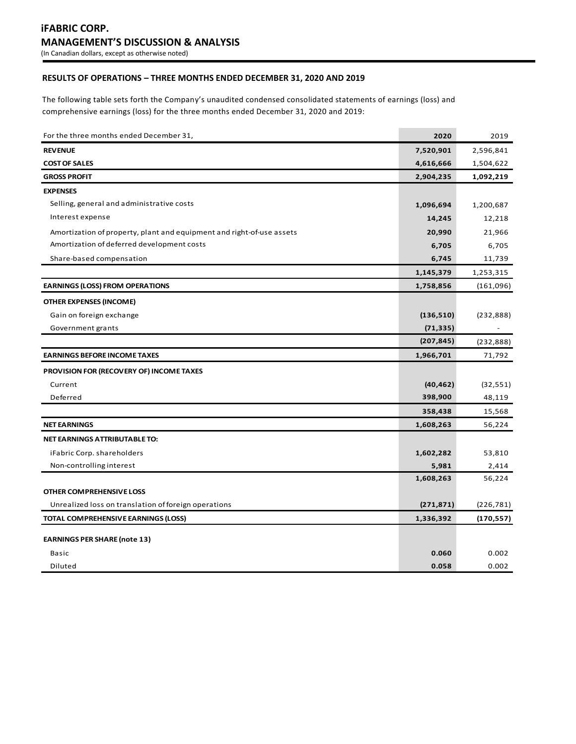# iFABRIC CORP.
## MANAGEMENT'S DISCUSSION & ANALYSIS
(In Canadian dollars, except as otherwise noted)

### RESULTS OF OPERATIONS – THREE MONTHS ENDED DECEMBER 31, 2020 AND 2019

The following table sets forth the Company's unaudited condensed consolidated statements of earnings (loss) and comprehensive earnings (loss) for the three months ended December 31, 2020 and 2019:

| For the three months ended December 31, | 2020 | 2019 |
|---|---|---|
| **REVENUE** | **7,520,901** | 2,596,841 |
| **COST OF SALES** | **4,616,666** | 1,504,622 |
| **GROSS PROFIT** | **2,904,235** | **1,092,219** |
| **EXPENSES** | | |
| Selling, general and administrative costs | **1,096,694** | 1,200,687 |
| Interest expense | **14,245** | 12,218 |
| Amortization of property, plant and equipment and right-of-use assets | **20,990** | 21,966 |
| Amortization of deferred development costs | **6,705** | 6,705 |
| Share-based compensation | **6,745** | 11,739 |
| | **1,145,379** | 1,253,315 |
| **EARNINGS (LOSS) FROM OPERATIONS** | **1,758,856** | (161,096) |
| **OTHER EXPENSES (INCOME)** | | |
| Gain on foreign exchange | **(136,510)** | (232,888) |
| Government grants | **(71,335)** | - |
| | **(207,845)** | (232,888) |
| **EARNINGS BEFORE INCOME TAXES** | **1,966,701** | 71,792 |
| **PROVISION FOR (RECOVERY OF) INCOME TAXES** | | |
| Current | **(40,462)** | (32,551) |
| Deferred | **398,900** | 48,119 |
| | **358,438** | 15,568 |
| **NET EARNINGS** | **1,608,263** | 56,224 |
| **NET EARNINGS ATTRIBUTABLE TO:** | | |
| iFabric Corp. shareholders | **1,602,282** | 53,810 |
| Non-controlling interest | **5,981** | 2,414 |
| | **1,608,263** | 56,224 |
| **OTHER COMPREHENSIVE LOSS** | | |
| Unrealized loss on translation of foreign operations | **(271,871)** | (226,781) |
| **TOTAL COMPREHENSIVE EARNINGS (LOSS)** | **1,336,392** | **(170,557)** |
| **EARNINGS PER SHARE (note 13)** | | |
| Basic | **0.060** | 0.002 |
| Diluted | **0.058** | 0.002 |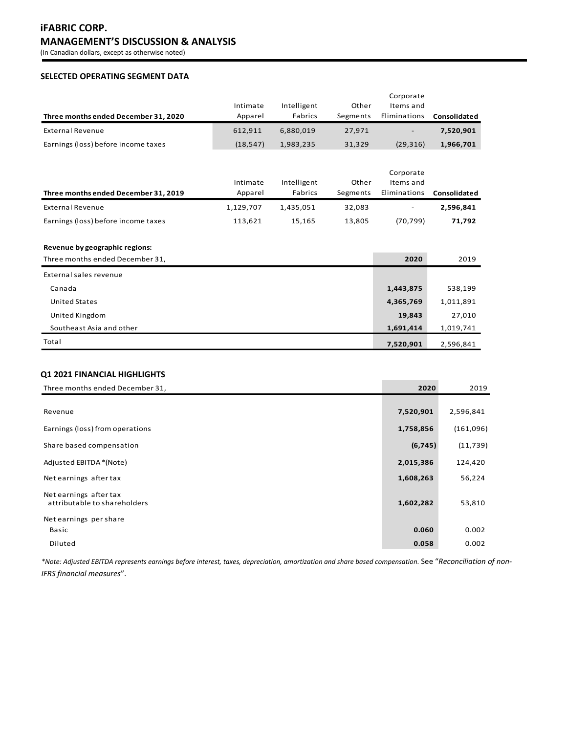## SELECTED OPERATING SEGMENT DATA

| Three months ended December 31, 2020 | Intimate Apparel | Intelligent Fabrics | Other Segments | Corporate Items and Eliminations | Consolidated |
|---|---|---|---|---|---|
| External Revenue | 612,911 | 6,880,019 | 27,971 | - | **7,520,901** |
| Earnings (loss) before income taxes | (18,547) | 1,983,235 | 31,329 | (29,316) | **1,966,701** |

| Three months ended December 31, 2019 | Intimate Apparel | Intelligent Fabrics | Other Segments | Corporate Items and Eliminations | Consolidated |
|---|---|---|---|---|---|
| External Revenue | 1,129,707 | 1,435,051 | 32,083 | - | **2,596,841** |
| Earnings (loss) before income taxes | 113,621 | 15,165 | 13,805 | (70,799) | **71,792** |

**Revenue by geographic regions:**

| Three months ended December 31, | 2020 | 2019 |
|---|---|---|
| External sales revenue | | |
| Canada | **1,443,875** | 538,199 |
| United States | **4,365,769** | 1,011,891 |
| United Kingdom | **19,843** | 27,010 |
| Southeast Asia and other | **1,691,414** | 1,019,741 |
| Total | **7,520,901** | 2,596,841 |

## Q1 2021 FINANCIAL HIGHLIGHTS

| Three months ended December 31, | 2020 | 2019 |
|---|---|---|
| Revenue | **7,520,901** | 2,596,841 |
| Earnings (loss) from operations | **1,758,856** | (161,096) |
| Share based compensation | **(6,745)** | (11,739) |
| Adjusted EBITDA *(Note) | **2,015,386** | 124,420 |
| Net earnings after tax | **1,608,263** | 56,224 |
| Net earnings after tax attributable to shareholders | **1,602,282** | 53,810 |
| Net earnings per share | | |
| Basic | **0.060** | 0.002 |
| Diluted | **0.058** | 0.002 |

**Note: Adjusted EBITDA represents earnings before interest, taxes, depreciation, amortization and share based compensation.* See "*Reconciliation of non-IFRS financial measures*".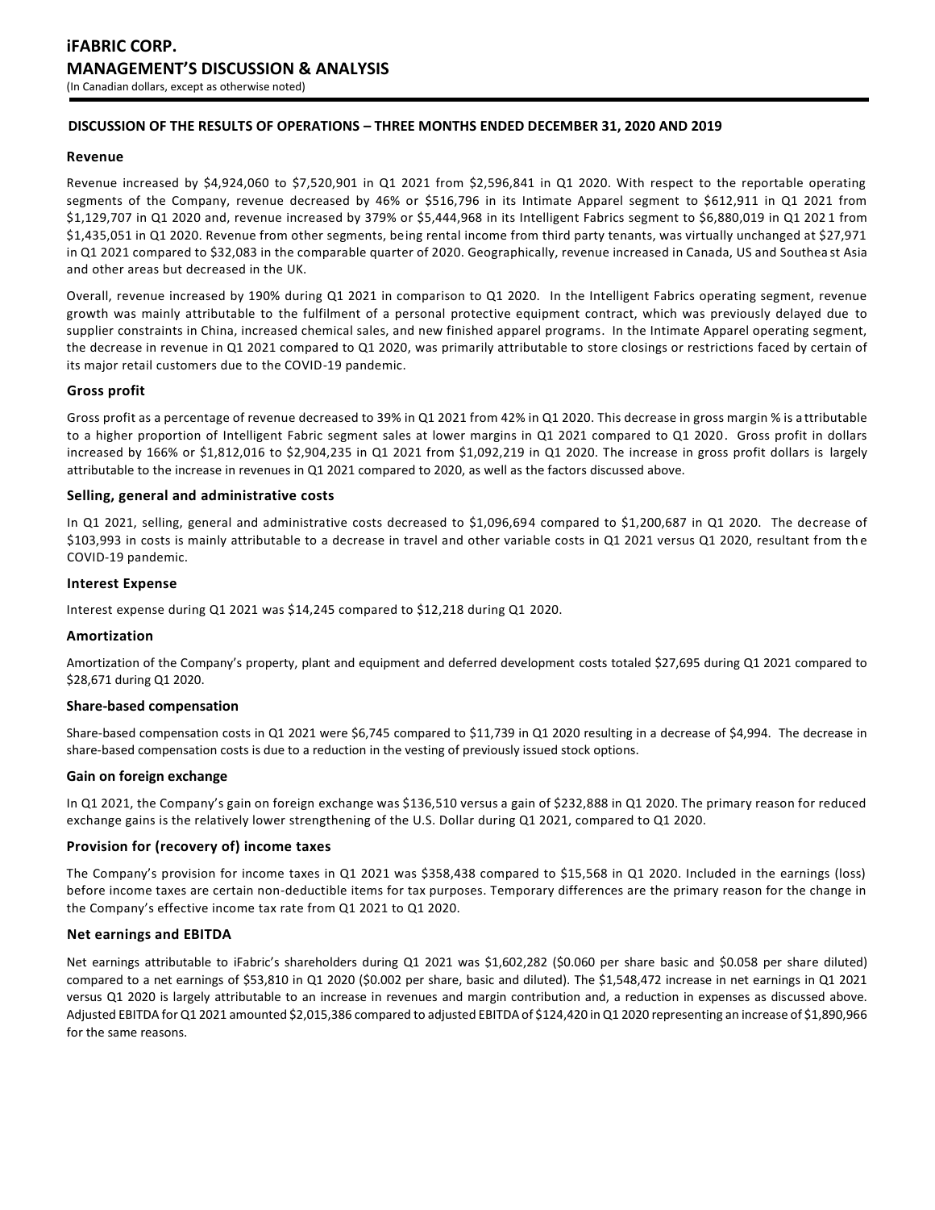## DISCUSSION OF THE RESULTS OF OPERATIONS – THREE MONTHS ENDED DECEMBER 31, 2020 AND 2019

### Revenue

Revenue increased by $4,924,060 to $7,520,901 in Q1 2021 from $2,596,841 in Q1 2020. With respect to the reportable operating segments of the Company, revenue decreased by 46% or $516,796 in its Intimate Apparel segment to $612,911 in Q1 2021 from $1,129,707 in Q1 2020 and, revenue increased by 379% or $5,444,968 in its Intelligent Fabrics segment to $6,880,019 in Q1 2021 from $1,435,051 in Q1 2020. Revenue from other segments, being rental income from third party tenants, was virtually unchanged at $27,971 in Q1 2021 compared to $32,083 in the comparable quarter of 2020. Geographically, revenue increased in Canada, US and Southeast Asia and other areas but decreased in the UK.

Overall, revenue increased by 190% during Q1 2021 in comparison to Q1 2020. In the Intelligent Fabrics operating segment, revenue growth was mainly attributable to the fulfilment of a personal protective equipment contract, which was previously delayed due to supplier constraints in China, increased chemical sales, and new finished apparel programs. In the Intimate Apparel operating segment, the decrease in revenue in Q1 2021 compared to Q1 2020, was primarily attributable to store closings or restrictions faced by certain of its major retail customers due to the COVID-19 pandemic.

### Gross profit

Gross profit as a percentage of revenue decreased to 39% in Q1 2021 from 42% in Q1 2020. This decrease in gross margin % is attributable to a higher proportion of Intelligent Fabric segment sales at lower margins in Q1 2021 compared to Q1 2020. Gross profit in dollars increased by 166% or $1,812,016 to $2,904,235 in Q1 2021 from $1,092,219 in Q1 2020. The increase in gross profit dollars is largely attributable to the increase in revenues in Q1 2021 compared to 2020, as well as the factors discussed above.

### Selling, general and administrative costs

In Q1 2021, selling, general and administrative costs decreased to $1,096,694 compared to $1,200,687 in Q1 2020. The decrease of $103,993 in costs is mainly attributable to a decrease in travel and other variable costs in Q1 2021 versus Q1 2020, resultant from the COVID-19 pandemic.

### Interest Expense

Interest expense during Q1 2021 was $14,245 compared to $12,218 during Q1 2020.

### Amortization

Amortization of the Company's property, plant and equipment and deferred development costs totaled $27,695 during Q1 2021 compared to $28,671 during Q1 2020.

### Share-based compensation

Share-based compensation costs in Q1 2021 were $6,745 compared to $11,739 in Q1 2020 resulting in a decrease of $4,994. The decrease in share-based compensation costs is due to a reduction in the vesting of previously issued stock options.

### Gain on foreign exchange

In Q1 2021, the Company's gain on foreign exchange was $136,510 versus a gain of $232,888 in Q1 2020. The primary reason for reduced exchange gains is the relatively lower strengthening of the U.S. Dollar during Q1 2021, compared to Q1 2020.

### Provision for (recovery of) income taxes

The Company's provision for income taxes in Q1 2021 was $358,438 compared to $15,568 in Q1 2020. Included in the earnings (loss) before income taxes are certain non-deductible items for tax purposes. Temporary differences are the primary reason for the change in the Company's effective income tax rate from Q1 2021 to Q1 2020.

### Net earnings and EBITDA

Net earnings attributable to iFabric's shareholders during Q1 2021 was $1,602,282 ($0.060 per share basic and $0.058 per share diluted) compared to a net earnings of $53,810 in Q1 2020 ($0.002 per share, basic and diluted). The $1,548,472 increase in net earnings in Q1 2021 versus Q1 2020 is largely attributable to an increase in revenues and margin contribution and, a reduction in expenses as discussed above. Adjusted EBITDA for Q1 2021 amounted $2,015,386 compared to adjusted EBITDA of $124,420 in Q1 2020 representing an increase of $1,890,966 for the same reasons.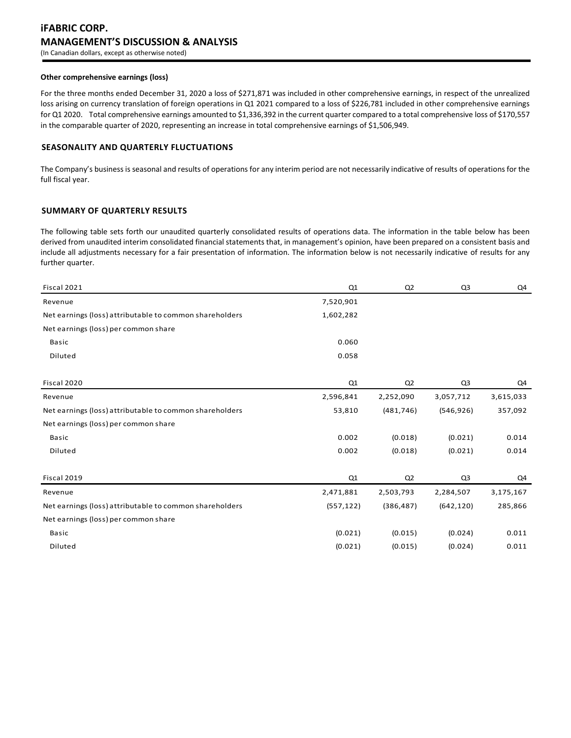#### Other comprehensive earnings (loss)

For the three months ended December 31, 2020 a loss of $271,871 was included in other comprehensive earnings, in respect of the unrealized loss arising on currency translation of foreign operations in Q1 2021 compared to a loss of $226,781 included in other comprehensive earnings for Q1 2020. Total comprehensive earnings amounted to $1,336,392 in the current quarter compared to a total comprehensive loss of $170,557 in the comparable quarter of 2020, representing an increase in total comprehensive earnings of $1,506,949.

## SEASONALITY AND QUARTERLY FLUCTUATIONS

The Company's business is seasonal and results of operations for any interim period are not necessarily indicative of results of operations for the full fiscal year.

## SUMMARY OF QUARTERLY RESULTS

The following table sets forth our unaudited quarterly consolidated results of operations data. The information in the table below has been derived from unaudited interim consolidated financial statements that, in management's opinion, have been prepared on a consistent basis and include all adjustments necessary for a fair presentation of information. The information below is not necessarily indicative of results for any further quarter.

| Fiscal 2021 | Q1 | Q2 | Q3 | Q4 |
|---|---|---|---|---|
| Revenue | 7,520,901 | | | |
| Net earnings (loss) attributable to common shareholders | 1,602,282 | | | |
| Net earnings (loss) per common share | | | | |
| Basic | 0.060 | | | |
| Diluted | 0.058 | | | |

| Fiscal 2020 | Q1 | Q2 | Q3 | Q4 |
|---|---|---|---|---|
| Revenue | 2,596,841 | 2,252,090 | 3,057,712 | 3,615,033 |
| Net earnings (loss) attributable to common shareholders | 53,810 | (481,746) | (546,926) | 357,092 |
| Net earnings (loss) per common share | | | | |
| Basic | 0.002 | (0.018) | (0.021) | 0.014 |
| Diluted | 0.002 | (0.018) | (0.021) | 0.014 |

| Fiscal 2019 | Q1 | Q2 | Q3 | Q4 |
|---|---|---|---|---|
| Revenue | 2,471,881 | 2,503,793 | 2,284,507 | 3,175,167 |
| Net earnings (loss) attributable to common shareholders | (557,122) | (386,487) | (642,120) | 285,866 |
| Net earnings (loss) per common share | | | | |
| Basic | (0.021) | (0.015) | (0.024) | 0.011 |
| Diluted | (0.021) | (0.015) | (0.024) | 0.011 |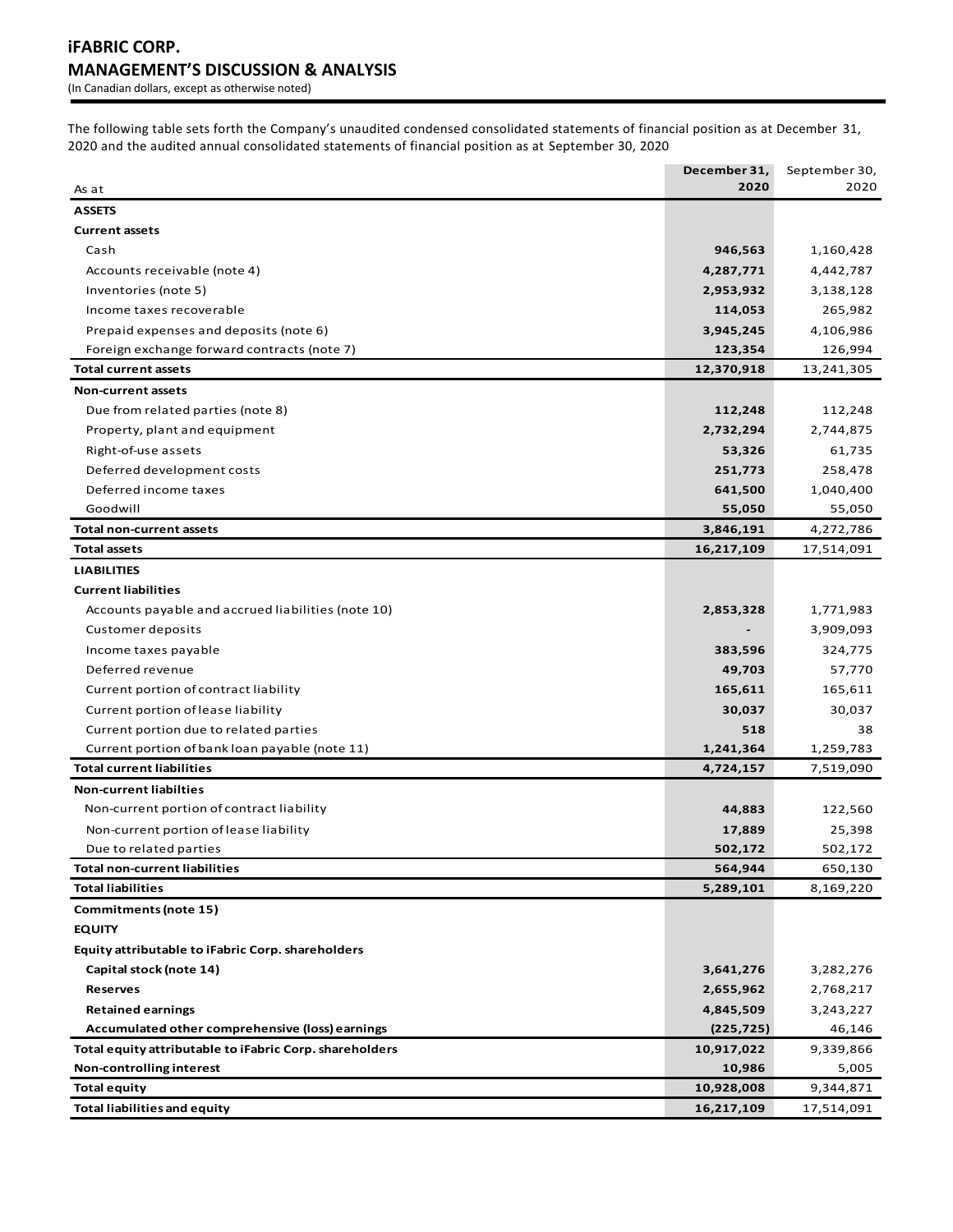# iFABRIC CORP.

## MANAGEMENT'S DISCUSSION & ANALYSIS

(In Canadian dollars, except as otherwise noted)

The following table sets forth the Company's unaudited condensed consolidated statements of financial position as at December 31, 2020 and the audited annual consolidated statements of financial position as at September 30, 2020

| As at | December 31, 2020 | September 30, 2020 |
|---|---|---|
| **ASSETS** | | |
| **Current assets** | | |
| Cash | **946,563** | 1,160,428 |
| Accounts receivable (note 4) | **4,287,771** | 4,442,787 |
| Inventories (note 5) | **2,953,932** | 3,138,128 |
| Income taxes recoverable | **114,053** | 265,982 |
| Prepaid expenses and deposits (note 6) | **3,945,245** | 4,106,986 |
| Foreign exchange forward contracts (note 7) | **123,354** | 126,994 |
| **Total current assets** | **12,370,918** | 13,241,305 |
| **Non-current assets** | | |
| Due from related parties (note 8) | **112,248** | 112,248 |
| Property, plant and equipment | **2,732,294** | 2,744,875 |
| Right-of-use assets | **53,326** | 61,735 |
| Deferred development costs | **251,773** | 258,478 |
| Deferred income taxes | **641,500** | 1,040,400 |
| Goodwill | **55,050** | 55,050 |
| **Total non-current assets** | **3,846,191** | 4,272,786 |
| **Total assets** | **16,217,109** | 17,514,091 |
| **LIABILITIES** | | |
| **Current liabilities** | | |
| Accounts payable and accrued liabilities (note 10) | **2,853,328** | 1,771,983 |
| Customer deposits | **-** | 3,909,093 |
| Income taxes payable | **383,596** | 324,775 |
| Deferred revenue | **49,703** | 57,770 |
| Current portion of contract liability | **165,611** | 165,611 |
| Current portion of lease liability | **30,037** | 30,037 |
| Current portion due to related parties | **518** | 38 |
| Current portion of bank loan payable (note 11) | **1,241,364** | 1,259,783 |
| **Total current liabilities** | **4,724,157** | 7,519,090 |
| **Non-current liabilties** | | |
| Non-current portion of contract liability | **44,883** | 122,560 |
| Non-current portion of lease liability | **17,889** | 25,398 |
| Due to related parties | **502,172** | 502,172 |
| **Total non-current liabilities** | **564,944** | 650,130 |
| **Total liabilities** | **5,289,101** | 8,169,220 |
| **Commitments (note 15)** | | |
| **EQUITY** | | |
| **Equity attributable to iFabric Corp. shareholders** | | |
| **Capital stock (note 14)** | **3,641,276** | 3,282,276 |
| **Reserves** | **2,655,962** | 2,768,217 |
| **Retained earnings** | **4,845,509** | 3,243,227 |
| **Accumulated other comprehensive (loss) earnings** | **(225,725)** | 46,146 |
| **Total equity attributable to iFabric Corp. shareholders** | **10,917,022** | 9,339,866 |
| **Non-controlling interest** | **10,986** | 5,005 |
| **Total equity** | **10,928,008** | 9,344,871 |
| **Total liabilities and equity** | **16,217,109** | 17,514,091 |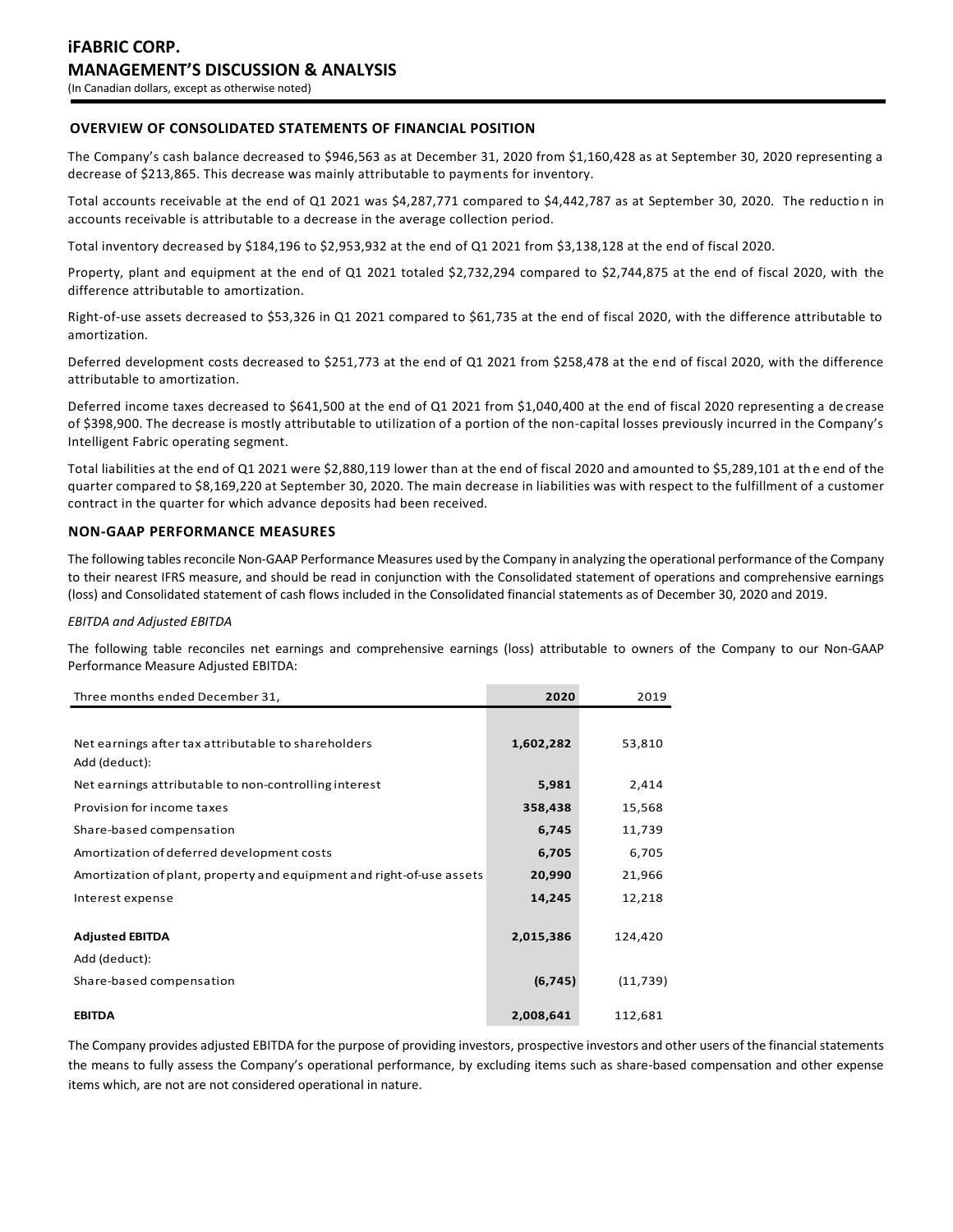## OVERVIEW OF CONSOLIDATED STATEMENTS OF FINANCIAL POSITION

The Company's cash balance decreased to $946,563 as at December 31, 2020 from $1,160,428 as at September 30, 2020 representing a decrease of $213,865. This decrease was mainly attributable to payments for inventory.

Total accounts receivable at the end of Q1 2021 was $4,287,771 compared to $4,442,787 as at September 30, 2020. The reduction in accounts receivable is attributable to a decrease in the average collection period.

Total inventory decreased by $184,196 to $2,953,932 at the end of Q1 2021 from $3,138,128 at the end of fiscal 2020.

Property, plant and equipment at the end of Q1 2021 totaled $2,732,294 compared to $2,744,875 at the end of fiscal 2020, with the difference attributable to amortization.

Right-of-use assets decreased to $53,326 in Q1 2021 compared to $61,735 at the end of fiscal 2020, with the difference attributable to amortization.

Deferred development costs decreased to $251,773 at the end of Q1 2021 from $258,478 at the end of fiscal 2020, with the difference attributable to amortization.

Deferred income taxes decreased to $641,500 at the end of Q1 2021 from $1,040,400 at the end of fiscal 2020 representing a decrease of $398,900. The decrease is mostly attributable to utilization of a portion of the non-capital losses previously incurred in the Company's Intelligent Fabric operating segment.

Total liabilities at the end of Q1 2021 were $2,880,119 lower than at the end of fiscal 2020 and amounted to $5,289,101 at the end of the quarter compared to $8,169,220 at September 30, 2020. The main decrease in liabilities was with respect to the fulfillment of a customer contract in the quarter for which advance deposits had been received.

## NON-GAAP PERFORMANCE MEASURES

The following tables reconcile Non-GAAP Performance Measures used by the Company in analyzing the operational performance of the Company to their nearest IFRS measure, and should be read in conjunction with the Consolidated statement of operations and comprehensive earnings (loss) and Consolidated statement of cash flows included in the Consolidated financial statements as of December 30, 2020 and 2019.

*EBITDA and Adjusted EBITDA*

The following table reconciles net earnings and comprehensive earnings (loss) attributable to owners of the Company to our Non-GAAP Performance Measure Adjusted EBITDA:

| Three months ended December 31, | **2020** | 2019 |
|---|---|---|
| Net earnings after tax attributable to shareholders | **1,602,282** | 53,810 |
| Add (deduct): | | |
| Net earnings attributable to non-controlling interest | **5,981** | 2,414 |
| Provision for income taxes | **358,438** | 15,568 |
| Share-based compensation | **6,745** | 11,739 |
| Amortization of deferred development costs | **6,705** | 6,705 |
| Amortization of plant, property and equipment and right-of-use assets | **20,990** | 21,966 |
| Interest expense | **14,245** | 12,218 |
| **Adjusted EBITDA** | **2,015,386** | 124,420 |
| Add (deduct): | | |
| Share-based compensation | **(6,745)** | (11,739) |
| **EBITDA** | **2,008,641** | 112,681 |

The Company provides adjusted EBITDA for the purpose of providing investors, prospective investors and other users of the financial statements the means to fully assess the Company's operational performance, by excluding items such as share-based compensation and other expense items which, are not are not considered operational in nature.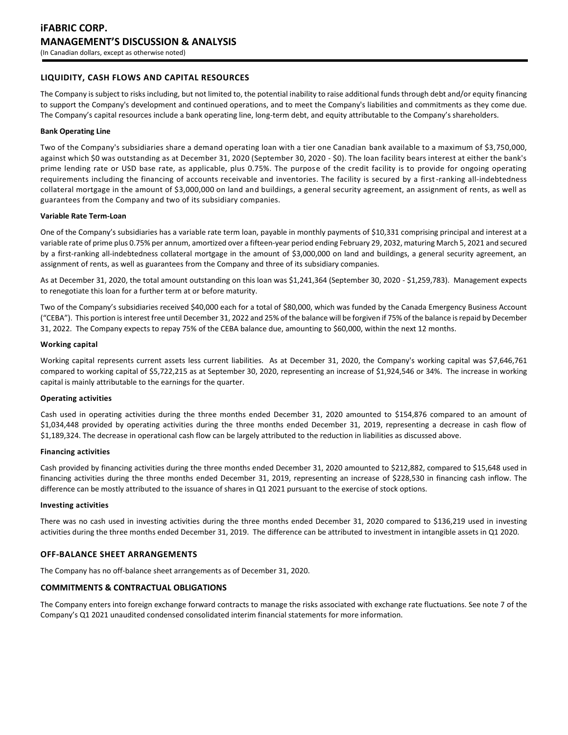## LIQUIDITY, CASH FLOWS AND CAPITAL RESOURCES

The Company is subject to risks including, but not limited to, the potential inability to raise additional funds through debt and/or equity financing to support the Company's development and continued operations, and to meet the Company's liabilities and commitments as they come due. The Company's capital resources include a bank operating line, long-term debt, and equity attributable to the Company's shareholders.

**Bank Operating Line**

Two of the Company's subsidiaries share a demand operating loan with a tier one Canadian bank available to a maximum of $3,750,000, against which $0 was outstanding as at December 31, 2020 (September 30, 2020 - $0). The loan facility bears interest at either the bank's prime lending rate or USD base rate, as applicable, plus 0.75%. The purpose of the credit facility is to provide for ongoing operating requirements including the financing of accounts receivable and inventories. The facility is secured by a first-ranking all-indebtedness collateral mortgage in the amount of $3,000,000 on land and buildings, a general security agreement, an assignment of rents, as well as guarantees from the Company and two of its subsidiary companies.

**Variable Rate Term-Loan**

One of the Company's subsidiaries has a variable rate term loan, payable in monthly payments of $10,331 comprising principal and interest at a variable rate of prime plus 0.75% per annum, amortized over a fifteen-year period ending February 29, 2032, maturing March 5, 2021 and secured by a first-ranking all-indebtedness collateral mortgage in the amount of $3,000,000 on land and buildings, a general security agreement, an assignment of rents, as well as guarantees from the Company and three of its subsidiary companies.

As at December 31, 2020, the total amount outstanding on this loan was $1,241,364 (September 30, 2020 - $1,259,783). Management expects to renegotiate this loan for a further term at or before maturity.

Two of the Company's subsidiaries received $40,000 each for a total of $80,000, which was funded by the Canada Emergency Business Account ("CEBA"). This portion is interest free until December 31, 2022 and 25% of the balance will be forgiven if 75% of the balance is repaid by December 31, 2022. The Company expects to repay 75% of the CEBA balance due, amounting to $60,000, within the next 12 months.

**Working capital**

Working capital represents current assets less current liabilities. As at December 31, 2020, the Company's working capital was $7,646,761 compared to working capital of $5,722,215 as at September 30, 2020, representing an increase of $1,924,546 or 34%. The increase in working capital is mainly attributable to the earnings for the quarter.

**Operating activities**

Cash used in operating activities during the three months ended December 31, 2020 amounted to $154,876 compared to an amount of $1,034,448 provided by operating activities during the three months ended December 31, 2019, representing a decrease in cash flow of $1,189,324. The decrease in operational cash flow can be largely attributed to the reduction in liabilities as discussed above.

**Financing activities**

Cash provided by financing activities during the three months ended December 31, 2020 amounted to $212,882, compared to $15,648 used in financing activities during the three months ended December 31, 2019, representing an increase of $228,530 in financing cash inflow. The difference can be mostly attributed to the issuance of shares in Q1 2021 pursuant to the exercise of stock options.

**Investing activities**

There was no cash used in investing activities during the three months ended December 31, 2020 compared to $136,219 used in investing activities during the three months ended December 31, 2019. The difference can be attributed to investment in intangible assets in Q1 2020.

## OFF-BALANCE SHEET ARRANGEMENTS

The Company has no off-balance sheet arrangements as of December 31, 2020.

## COMMITMENTS & CONTRACTUAL OBLIGATIONS

The Company enters into foreign exchange forward contracts to manage the risks associated with exchange rate fluctuations. See note 7 of the Company's Q1 2021 unaudited condensed consolidated interim financial statements for more information.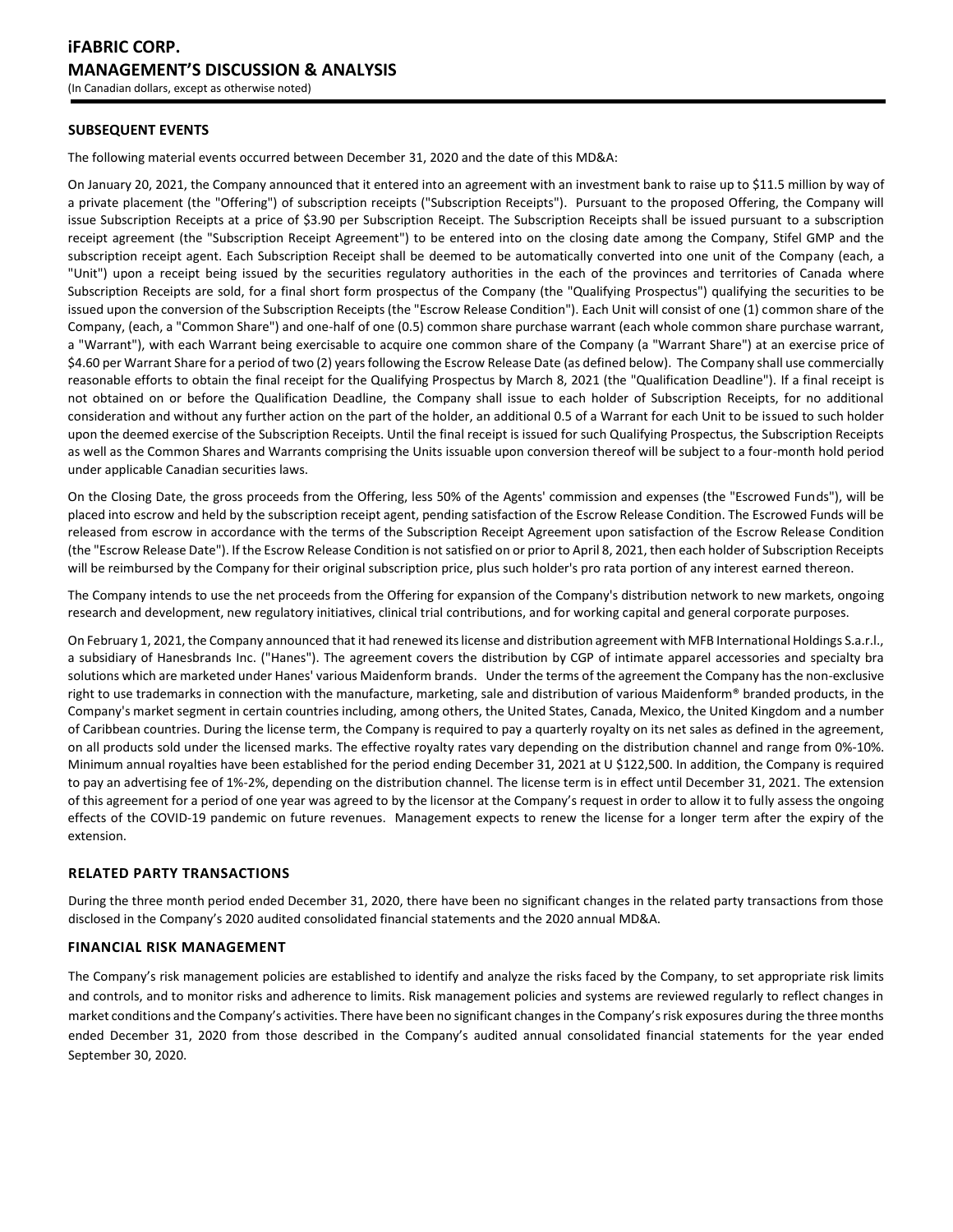## SUBSEQUENT EVENTS

The following material events occurred between December 31, 2020 and the date of this MD&A:

On January 20, 2021, the Company announced that it entered into an agreement with an investment bank to raise up to $11.5 million by way of a private placement (the "Offering") of subscription receipts ("Subscription Receipts"). Pursuant to the proposed Offering, the Company will issue Subscription Receipts at a price of $3.90 per Subscription Receipt. The Subscription Receipts shall be issued pursuant to a subscription receipt agreement (the "Subscription Receipt Agreement") to be entered into on the closing date among the Company, Stifel GMP and the subscription receipt agent. Each Subscription Receipt shall be deemed to be automatically converted into one unit of the Company (each, a "Unit") upon a receipt being issued by the securities regulatory authorities in the each of the provinces and territories of Canada where Subscription Receipts are sold, for a final short form prospectus of the Company (the "Qualifying Prospectus") qualifying the securities to be issued upon the conversion of the Subscription Receipts (the "Escrow Release Condition"). Each Unit will consist of one (1) common share of the Company, (each, a "Common Share") and one-half of one (0.5) common share purchase warrant (each whole common share purchase warrant, a "Warrant"), with each Warrant being exercisable to acquire one common share of the Company (a "Warrant Share") at an exercise price of $4.60 per Warrant Share for a period of two (2) years following the Escrow Release Date (as defined below). The Company shall use commercially reasonable efforts to obtain the final receipt for the Qualifying Prospectus by March 8, 2021 (the "Qualification Deadline"). If a final receipt is not obtained on or before the Qualification Deadline, the Company shall issue to each holder of Subscription Receipts, for no additional consideration and without any further action on the part of the holder, an additional 0.5 of a Warrant for each Unit to be issued to such holder upon the deemed exercise of the Subscription Receipts. Until the final receipt is issued for such Qualifying Prospectus, the Subscription Receipts as well as the Common Shares and Warrants comprising the Units issuable upon conversion thereof will be subject to a four-month hold period under applicable Canadian securities laws.

On the Closing Date, the gross proceeds from the Offering, less 50% of the Agents' commission and expenses (the "Escrowed Funds"), will be placed into escrow and held by the subscription receipt agent, pending satisfaction of the Escrow Release Condition. The Escrowed Funds will be released from escrow in accordance with the terms of the Subscription Receipt Agreement upon satisfaction of the Escrow Release Condition (the "Escrow Release Date"). If the Escrow Release Condition is not satisfied on or prior to April 8, 2021, then each holder of Subscription Receipts will be reimbursed by the Company for their original subscription price, plus such holder's pro rata portion of any interest earned thereon.

The Company intends to use the net proceeds from the Offering for expansion of the Company's distribution network to new markets, ongoing research and development, new regulatory initiatives, clinical trial contributions, and for working capital and general corporate purposes.

On February 1, 2021, the Company announced that it had renewed its license and distribution agreement with MFB International Holdings S.a.r.l., a subsidiary of Hanesbrands Inc. ("Hanes"). The agreement covers the distribution by CGP of intimate apparel accessories and specialty bra solutions which are marketed under Hanes' various Maidenform brands. Under the terms of the agreement the Company has the non-exclusive right to use trademarks in connection with the manufacture, marketing, sale and distribution of various Maidenform® branded products, in the Company's market segment in certain countries including, among others, the United States, Canada, Mexico, the United Kingdom and a number of Caribbean countries. During the license term, the Company is required to pay a quarterly royalty on its net sales as defined in the agreement, on all products sold under the licensed marks. The effective royalty rates vary depending on the distribution channel and range from 0%-10%. Minimum annual royalties have been established for the period ending December 31, 2021 at U $122,500. In addition, the Company is required to pay an advertising fee of 1%-2%, depending on the distribution channel. The license term is in effect until December 31, 2021. The extension of this agreement for a period of one year was agreed to by the licensor at the Company's request in order to allow it to fully assess the ongoing effects of the COVID-19 pandemic on future revenues. Management expects to renew the license for a longer term after the expiry of the extension.

## RELATED PARTY TRANSACTIONS

During the three month period ended December 31, 2020, there have been no significant changes in the related party transactions from those disclosed in the Company's 2020 audited consolidated financial statements and the 2020 annual MD&A.

## FINANCIAL RISK MANAGEMENT

The Company's risk management policies are established to identify and analyze the risks faced by the Company, to set appropriate risk limits and controls, and to monitor risks and adherence to limits. Risk management policies and systems are reviewed regularly to reflect changes in market conditions and the Company's activities. There have been no significant changes in the Company's risk exposures during the three months ended December 31, 2020 from those described in the Company's audited annual consolidated financial statements for the year ended September 30, 2020.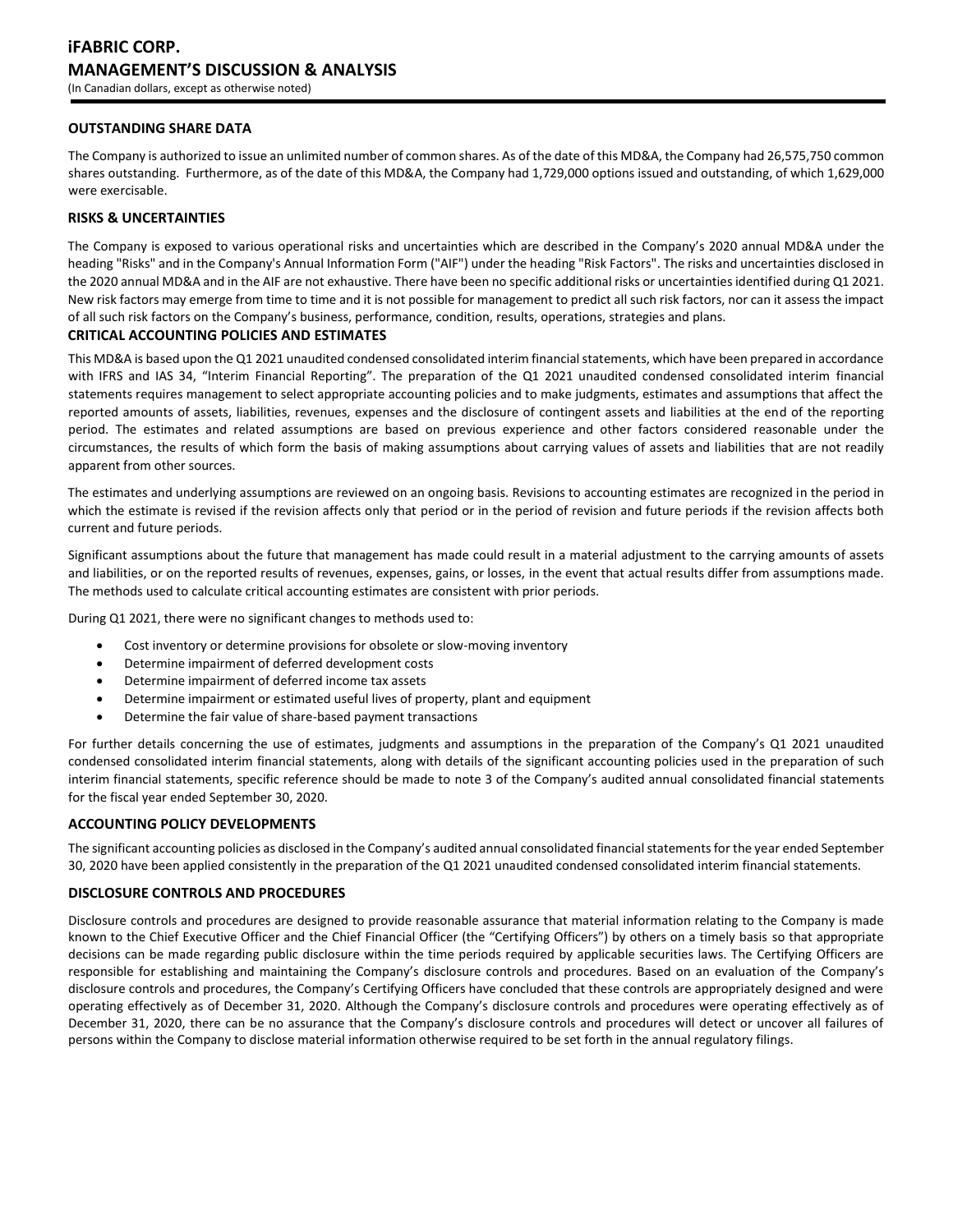## OUTSTANDING SHARE DATA

The Company is authorized to issue an unlimited number of common shares. As of the date of this MD&A, the Company had 26,575,750 common shares outstanding. Furthermore, as of the date of this MD&A, the Company had 1,729,000 options issued and outstanding, of which 1,629,000 were exercisable.

## RISKS & UNCERTAINTIES

The Company is exposed to various operational risks and uncertainties which are described in the Company's 2020 annual MD&A under the heading "Risks" and in the Company's Annual Information Form ("AIF") under the heading "Risk Factors". The risks and uncertainties disclosed in the 2020 annual MD&A and in the AIF are not exhaustive. There have been no specific additional risks or uncertainties identified during Q1 2021. New risk factors may emerge from time to time and it is not possible for management to predict all such risk factors, nor can it assess the impact of all such risk factors on the Company's business, performance, condition, results, operations, strategies and plans.

## CRITICAL ACCOUNTING POLICIES AND ESTIMATES

This MD&A is based upon the Q1 2021 unaudited condensed consolidated interim financial statements, which have been prepared in accordance with IFRS and IAS 34, "Interim Financial Reporting". The preparation of the Q1 2021 unaudited condensed consolidated interim financial statements requires management to select appropriate accounting policies and to make judgments, estimates and assumptions that affect the reported amounts of assets, liabilities, revenues, expenses and the disclosure of contingent assets and liabilities at the end of the reporting period. The estimates and related assumptions are based on previous experience and other factors considered reasonable under the circumstances, the results of which form the basis of making assumptions about carrying values of assets and liabilities that are not readily apparent from other sources.

The estimates and underlying assumptions are reviewed on an ongoing basis. Revisions to accounting estimates are recognized in the period in which the estimate is revised if the revision affects only that period or in the period of revision and future periods if the revision affects both current and future periods.

Significant assumptions about the future that management has made could result in a material adjustment to the carrying amounts of assets and liabilities, or on the reported results of revenues, expenses, gains, or losses, in the event that actual results differ from assumptions made. The methods used to calculate critical accounting estimates are consistent with prior periods.

During Q1 2021, there were no significant changes to methods used to:

- Cost inventory or determine provisions for obsolete or slow-moving inventory
- Determine impairment of deferred development costs
- Determine impairment of deferred income tax assets
- Determine impairment or estimated useful lives of property, plant and equipment
- Determine the fair value of share-based payment transactions

For further details concerning the use of estimates, judgments and assumptions in the preparation of the Company's Q1 2021 unaudited condensed consolidated interim financial statements, along with details of the significant accounting policies used in the preparation of such interim financial statements, specific reference should be made to note 3 of the Company's audited annual consolidated financial statements for the fiscal year ended September 30, 2020.

## ACCOUNTING POLICY DEVELOPMENTS

The significant accounting policies as disclosed in the Company's audited annual consolidated financial statements for the year ended September 30, 2020 have been applied consistently in the preparation of the Q1 2021 unaudited condensed consolidated interim financial statements.

## DISCLOSURE CONTROLS AND PROCEDURES

Disclosure controls and procedures are designed to provide reasonable assurance that material information relating to the Company is made known to the Chief Executive Officer and the Chief Financial Officer (the "Certifying Officers") by others on a timely basis so that appropriate decisions can be made regarding public disclosure within the time periods required by applicable securities laws. The Certifying Officers are responsible for establishing and maintaining the Company's disclosure controls and procedures. Based on an evaluation of the Company's disclosure controls and procedures, the Company's Certifying Officers have concluded that these controls are appropriately designed and were operating effectively as of December 31, 2020. Although the Company's disclosure controls and procedures were operating effectively as of December 31, 2020, there can be no assurance that the Company's disclosure controls and procedures will detect or uncover all failures of persons within the Company to disclose material information otherwise required to be set forth in the annual regulatory filings.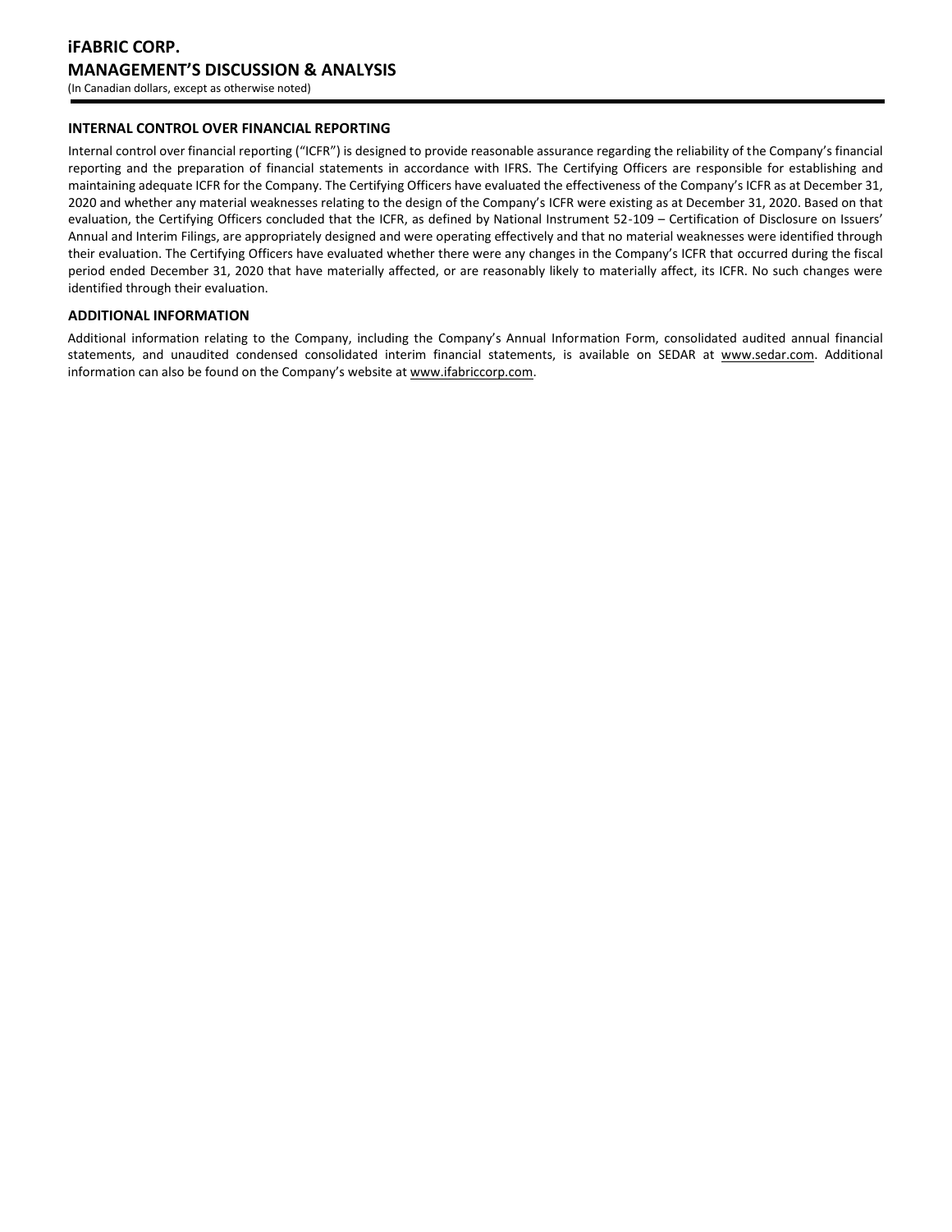## INTERNAL CONTROL OVER FINANCIAL REPORTING

Internal control over financial reporting ("ICFR") is designed to provide reasonable assurance regarding the reliability of the Company's financial reporting and the preparation of financial statements in accordance with IFRS. The Certifying Officers are responsible for establishing and maintaining adequate ICFR for the Company. The Certifying Officers have evaluated the effectiveness of the Company's ICFR as at December 31, 2020 and whether any material weaknesses relating to the design of the Company's ICFR were existing as at December 31, 2020. Based on that evaluation, the Certifying Officers concluded that the ICFR, as defined by National Instrument 52-109 – Certification of Disclosure on Issuers' Annual and Interim Filings, are appropriately designed and were operating effectively and that no material weaknesses were identified through their evaluation. The Certifying Officers have evaluated whether there were any changes in the Company's ICFR that occurred during the fiscal period ended December 31, 2020 that have materially affected, or are reasonably likely to materially affect, its ICFR. No such changes were identified through their evaluation.

## ADDITIONAL INFORMATION

Additional information relating to the Company, including the Company's Annual Information Form, consolidated audited annual financial statements, and unaudited condensed consolidated interim financial statements, is available on SEDAR at www.sedar.com. Additional information can also be found on the Company's website at www.ifabriccorp.com.